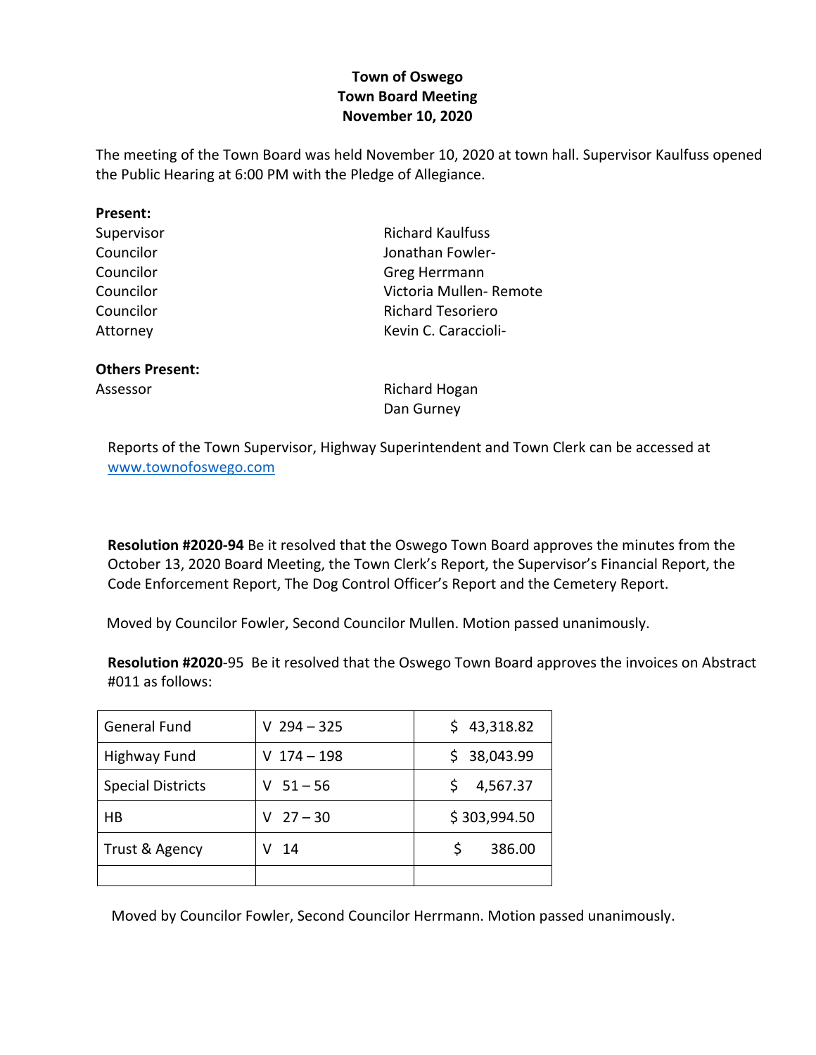**Town of Oswego**
**Town Board Meeting**
**November 10, 2020**

The meeting of the Town Board was held November 10, 2020 at town hall. Supervisor Kaulfuss opened the Public Hearing at 6:00 PM with the Pledge of Allegiance.

**Present:**

| | |
|---|---|
| Supervisor | Richard Kaulfuss |
| Councilor | Jonathan Fowler- |
| Councilor | Greg Herrmann |
| Councilor | Victoria Mullen- Remote |
| Councilor | Richard Tesoriero |
| Attorney | Kevin C. Caraccioli- |

**Others Present:**

| | |
|---|---|
| Assessor | Richard Hogan |
| | Dan Gurney |

Reports of the Town Supervisor, Highway Superintendent and Town Clerk can be accessed at [www.townofoswego.com](www.townofoswego.com)

**Resolution #2020-94** Be it resolved that the Oswego Town Board approves the minutes from the October 13, 2020 Board Meeting, the Town Clerk's Report, the Supervisor's Financial Report, the Code Enforcement Report, The Dog Control Officer's Report and the Cemetery Report.

Moved by Councilor Fowler, Second Councilor Mullen. Motion passed unanimously.

**Resolution #2020**-95 Be it resolved that the Oswego Town Board approves the invoices on Abstract #011 as follows:

| | | |
|---|---|---|
| General Fund | V 294 – 325 | $ 43,318.82 |
| Highway Fund | V 174 – 198 | $ 38,043.99 |
| Special Districts | V 51 – 56 | $ 4,567.37 |
| HB | V 27 – 30 | $ 303,994.50 |
| Trust & Agency | V 14 | $ 386.00 |
| | | |

Moved by Councilor Fowler, Second Councilor Herrmann. Motion passed unanimously.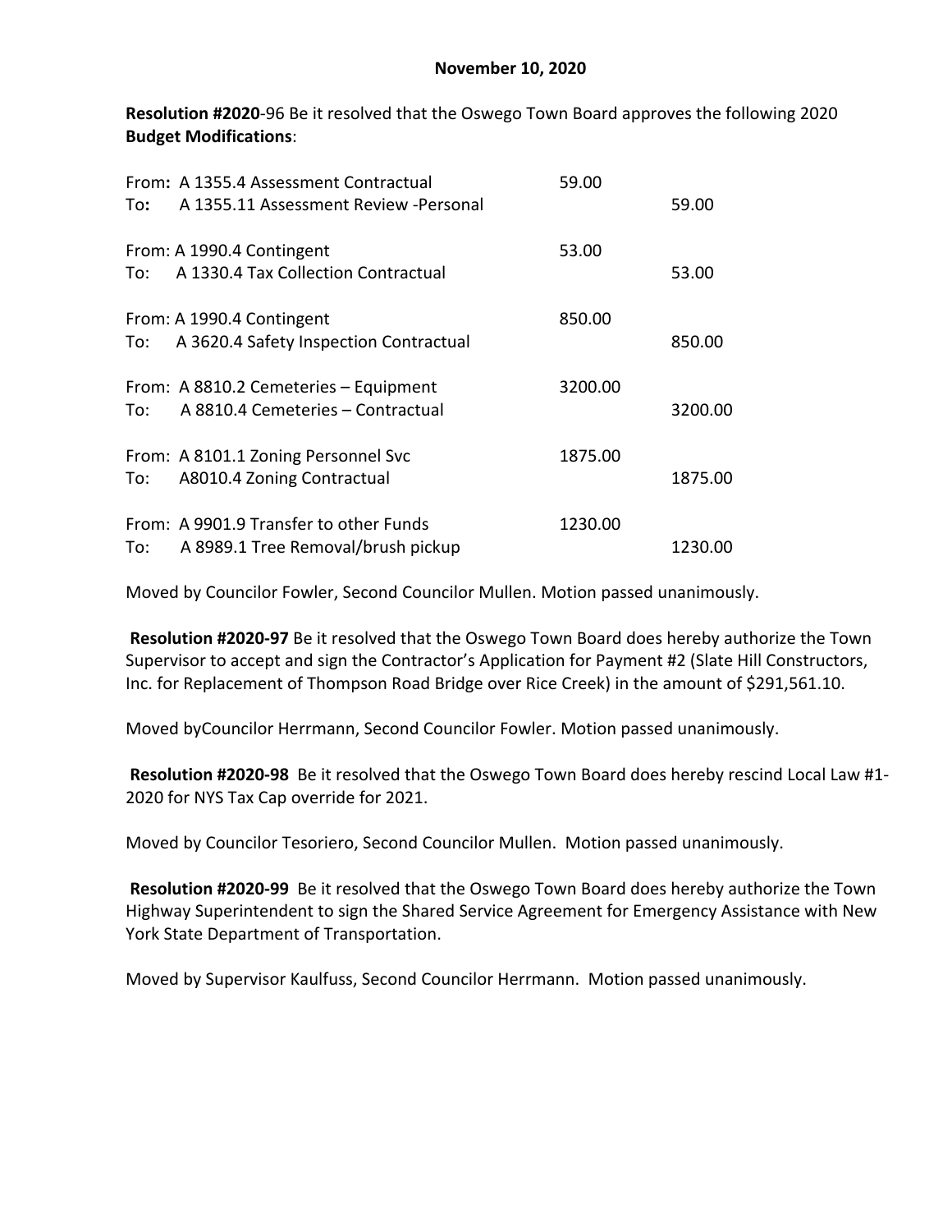**November 10, 2020**

**Resolution #2020**-96 Be it resolved that the Oswego Town Board approves the following 2020 **Budget Modifications**:

| | | | |
|---|---|---|---|
| From: | A 1355.4 Assessment Contractual | 59.00 | |
| To: | A 1355.11 Assessment Review -Personal | | 59.00 |
| From: | A 1990.4 Contingent | 53.00 | |
| To: | A 1330.4 Tax Collection Contractual | | 53.00 |
| From: | A 1990.4 Contingent | 850.00 | |
| To: | A 3620.4 Safety Inspection Contractual | | 850.00 |
| From: | A 8810.2 Cemeteries – Equipment | 3200.00 | |
| To: | A 8810.4 Cemeteries – Contractual | | 3200.00 |
| From: | A 8101.1 Zoning Personnel Svc | 1875.00 | |
| To: | A8010.4 Zoning Contractual | | 1875.00 |
| From: | A 9901.9 Transfer to other Funds | 1230.00 | |
| To: | A 8989.1 Tree Removal/brush pickup | | 1230.00 |

Moved by Councilor Fowler, Second Councilor Mullen. Motion passed unanimously.

**Resolution #2020-97** Be it resolved that the Oswego Town Board does hereby authorize the Town Supervisor to accept and sign the Contractor's Application for Payment #2 (Slate Hill Constructors, Inc. for Replacement of Thompson Road Bridge over Rice Creek) in the amount of $291,561.10.

Moved byCouncilor Herrmann, Second Councilor Fowler. Motion passed unanimously.

**Resolution #2020-98** Be it resolved that the Oswego Town Board does hereby rescind Local Law #1-2020 for NYS Tax Cap override for 2021.

Moved by Councilor Tesoriero, Second Councilor Mullen. Motion passed unanimously.

**Resolution #2020-99** Be it resolved that the Oswego Town Board does hereby authorize the Town Highway Superintendent to sign the Shared Service Agreement for Emergency Assistance with New York State Department of Transportation.

Moved by Supervisor Kaulfuss, Second Councilor Herrmann. Motion passed unanimously.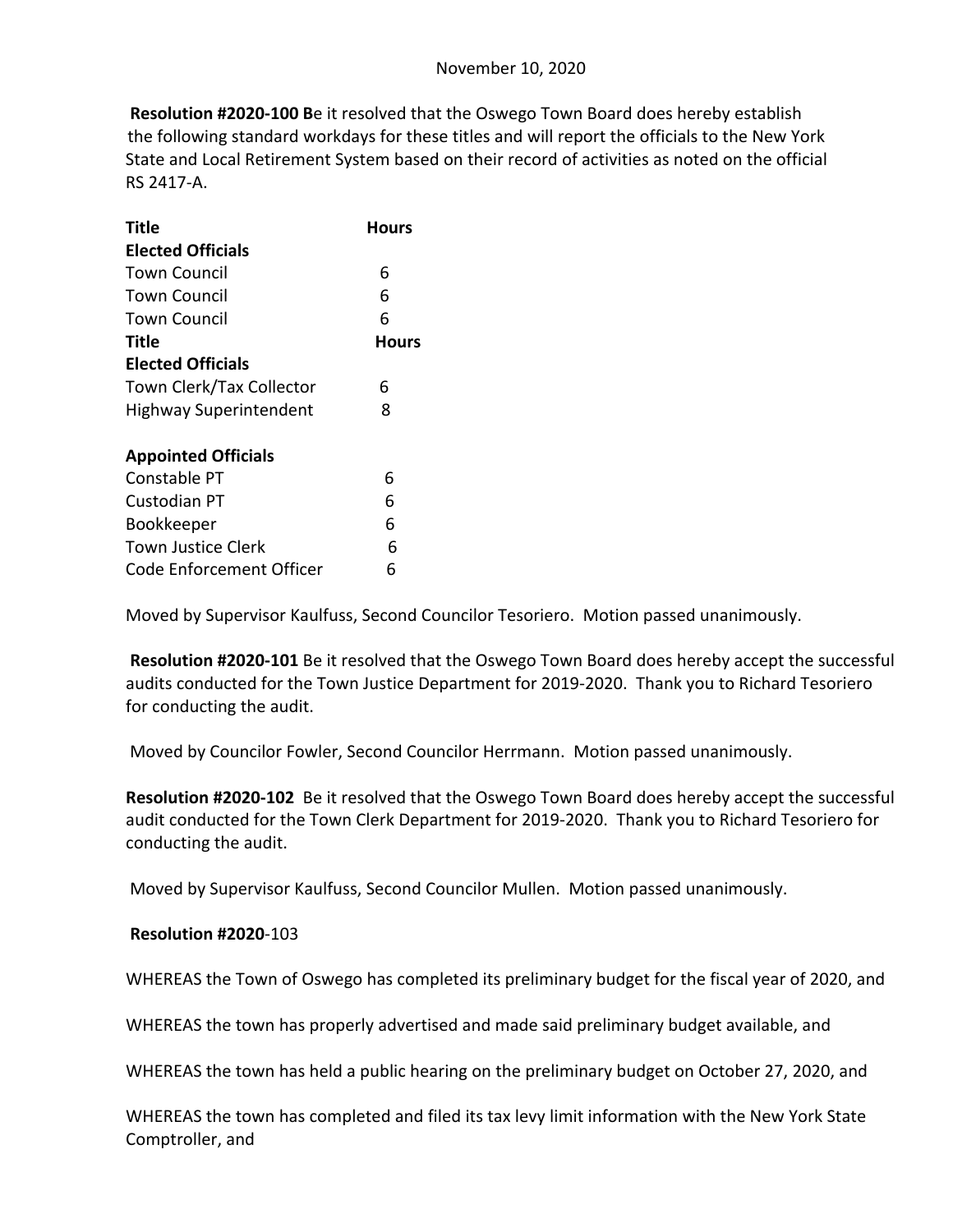November 10, 2020

**Resolution #2020-100 B**e it resolved that the Oswego Town Board does hereby establish the following standard workdays for these titles and will report the officials to the New York State and Local Retirement System based on their record of activities as noted on the official RS 2417-A.

| Title | Hours |
|---|---|
| **Elected Officials** | |
| Town Council | 6 |
| Town Council | 6 |
| Town Council | 6 |
| **Title** | **Hours** |
| **Elected Officials** | |
| Town Clerk/Tax Collector | 6 |
| Highway Superintendent | 8 |
| | |
| **Appointed Officials** | |
| Constable PT | 6 |
| Custodian PT | 6 |
| Bookkeeper | 6 |
| Town Justice Clerk | 6 |
| Code Enforcement Officer | 6 |

Moved by Supervisor Kaulfuss, Second Councilor Tesoriero. Motion passed unanimously.

**Resolution #2020-101** Be it resolved that the Oswego Town Board does hereby accept the successful audits conducted for the Town Justice Department for 2019-2020. Thank you to Richard Tesoriero for conducting the audit.

Moved by Councilor Fowler, Second Councilor Herrmann. Motion passed unanimously.

**Resolution #2020-102** Be it resolved that the Oswego Town Board does hereby accept the successful audit conducted for the Town Clerk Department for 2019-2020. Thank you to Richard Tesoriero for conducting the audit.

Moved by Supervisor Kaulfuss, Second Councilor Mullen. Motion passed unanimously.

**Resolution #2020**-103

WHEREAS the Town of Oswego has completed its preliminary budget for the fiscal year of 2020, and

WHEREAS the town has properly advertised and made said preliminary budget available, and

WHEREAS the town has held a public hearing on the preliminary budget on October 27, 2020, and

WHEREAS the town has completed and filed its tax levy limit information with the New York State Comptroller, and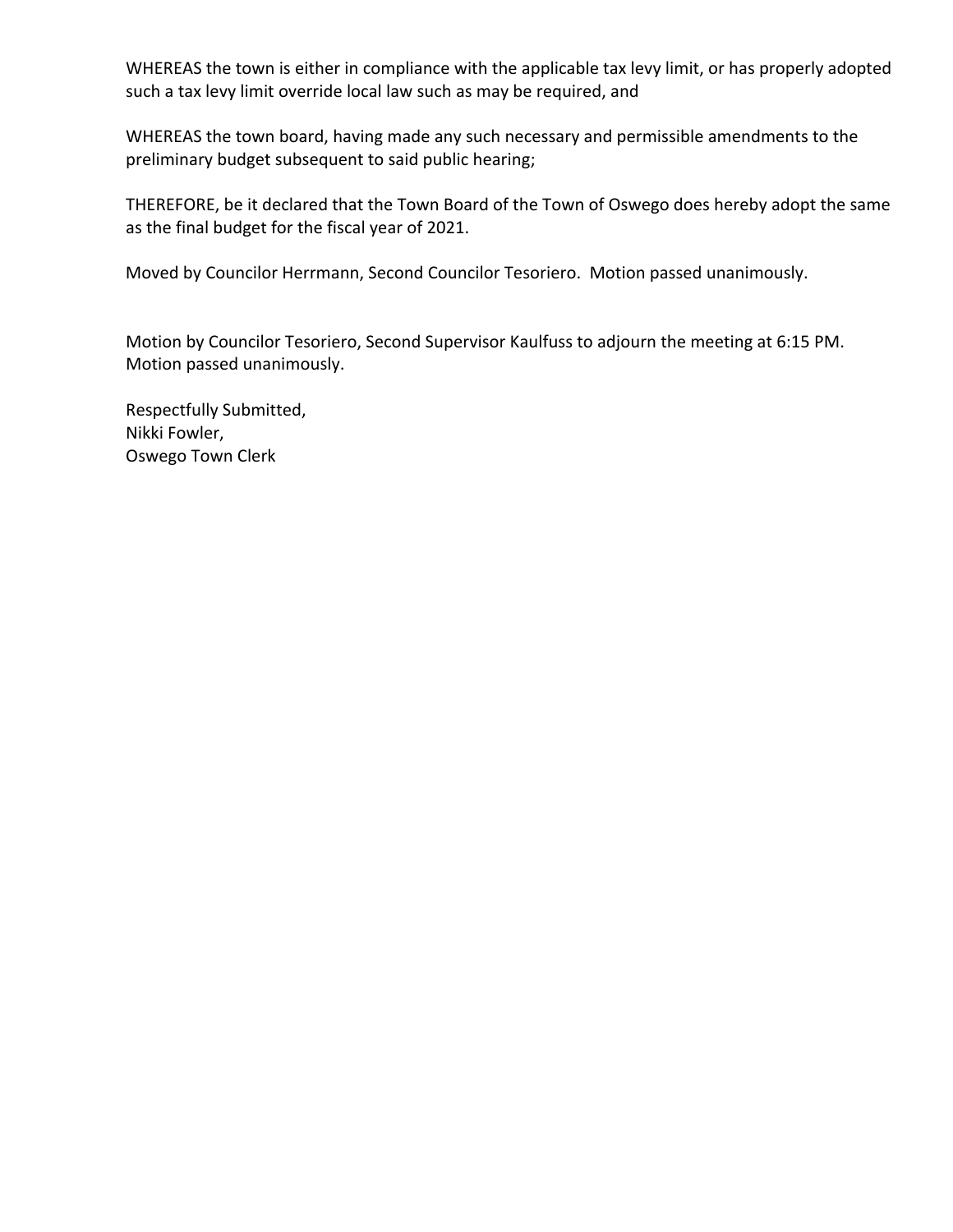WHEREAS the town is either in compliance with the applicable tax levy limit, or has properly adopted such a tax levy limit override local law such as may be required, and

WHEREAS the town board, having made any such necessary and permissible amendments to the preliminary budget subsequent to said public hearing;

THEREFORE, be it declared that the Town Board of the Town of Oswego does hereby adopt the same as the final budget for the fiscal year of 2021.

Moved by Councilor Herrmann, Second Councilor Tesoriero. Motion passed unanimously.

Motion by Councilor Tesoriero, Second Supervisor Kaulfuss to adjourn the meeting at 6:15 PM. Motion passed unanimously.

Respectfully Submitted,  
Nikki Fowler,  
Oswego Town Clerk